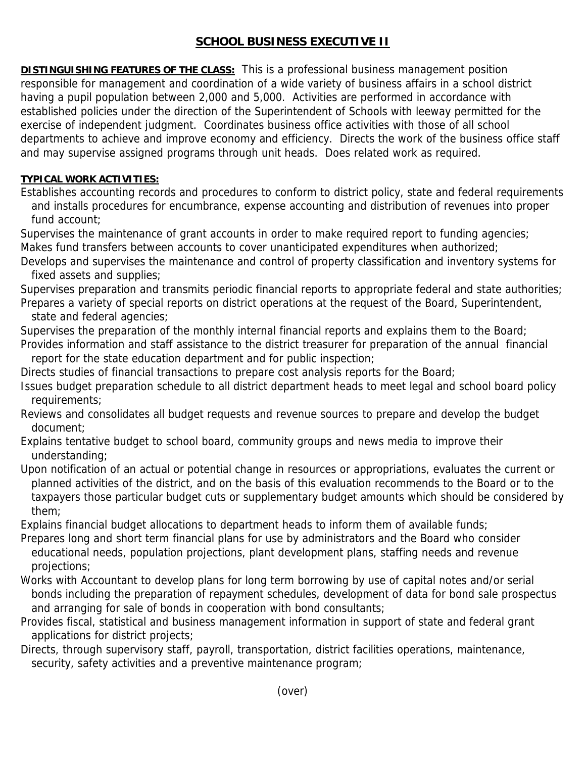# SCHOOL BUSINESS EXECUTIVE II

**DISTINGUISHING FEATURES OF THE CLASS:** This is a professional business management position responsible for management and coordination of a wide variety of business affairs in a school district having a pupil population between 2,000 and 5,000. Activities are performed in accordance with established policies under the direction of the Superintendent of Schools with leeway permitted for the exercise of independent judgment. Coordinates business office activities with those of all school departments to achieve and improve economy and efficiency. Directs the work of the business office staff and may supervise assigned programs through unit heads. Does related work as required.

**TYPICAL WORK ACTIVITIES:**

Establishes accounting records and procedures to conform to district policy, state and federal requirements and installs procedures for encumbrance, expense accounting and distribution of revenues into proper fund account;

Supervises the maintenance of grant accounts in order to make required report to funding agencies;

Makes fund transfers between accounts to cover unanticipated expenditures when authorized;

Develops and supervises the maintenance and control of property classification and inventory systems for fixed assets and supplies;

Supervises preparation and transmits periodic financial reports to appropriate federal and state authorities;

Prepares a variety of special reports on district operations at the request of the Board, Superintendent, state and federal agencies;

Supervises the preparation of the monthly internal financial reports and explains them to the Board;

Provides information and staff assistance to the district treasurer for preparation of the annual financial report for the state education department and for public inspection;

Directs studies of financial transactions to prepare cost analysis reports for the Board;

Issues budget preparation schedule to all district department heads to meet legal and school board policy requirements;

Reviews and consolidates all budget requests and revenue sources to prepare and develop the budget document;

Explains tentative budget to school board, community groups and news media to improve their understanding;

Upon notification of an actual or potential change in resources or appropriations, evaluates the current or planned activities of the district, and on the basis of this evaluation recommends to the Board or to the taxpayers those particular budget cuts or supplementary budget amounts which should be considered by them;

Explains financial budget allocations to department heads to inform them of available funds;

Prepares long and short term financial plans for use by administrators and the Board who consider educational needs, population projections, plant development plans, staffing needs and revenue projections;

Works with Accountant to develop plans for long term borrowing by use of capital notes and/or serial bonds including the preparation of repayment schedules, development of data for bond sale prospectus and arranging for sale of bonds in cooperation with bond consultants;

Provides fiscal, statistical and business management information in support of state and federal grant applications for district projects;

Directs, through supervisory staff, payroll, transportation, district facilities operations, maintenance, security, safety activities and a preventive maintenance program;

(over)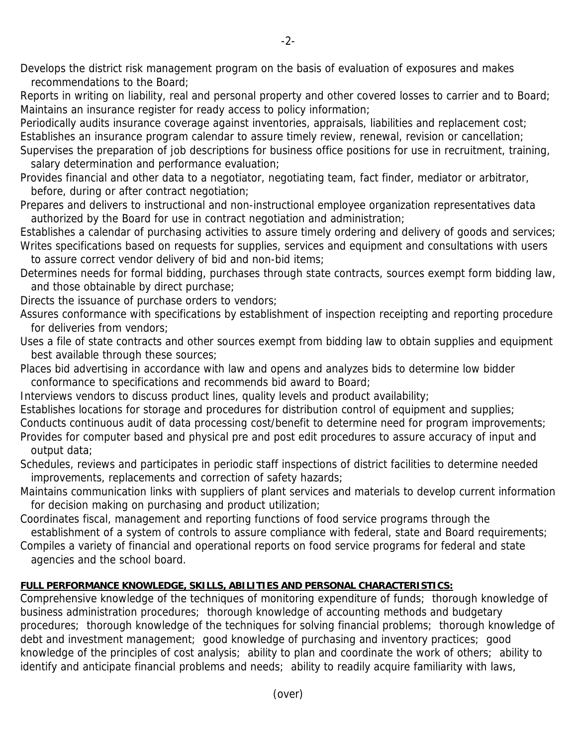Develops the district risk management program on the basis of evaluation of exposures and makes recommendations to the Board;
Reports in writing on liability, real and personal property and other covered losses to carrier and to Board;
Maintains an insurance register for ready access to policy information;
Periodically audits insurance coverage against inventories, appraisals, liabilities and replacement cost;
Establishes an insurance program calendar to assure timely review, renewal, revision or cancellation;
Supervises the preparation of job descriptions for business office positions for use in recruitment, training, salary determination and performance evaluation;
Provides financial and other data to a negotiator, negotiating team, fact finder, mediator or arbitrator, before, during or after contract negotiation;
Prepares and delivers to instructional and non-instructional employee organization representatives data authorized by the Board for use in contract negotiation and administration;
Establishes a calendar of purchasing activities to assure timely ordering and delivery of goods and services;
Writes specifications based on requests for supplies, services and equipment and consultations with users to assure correct vendor delivery of bid and non-bid items;
Determines needs for formal bidding, purchases through state contracts, sources exempt form bidding law, and those obtainable by direct purchase;
Directs the issuance of purchase orders to vendors;
Assures conformance with specifications by establishment of inspection receipting and reporting procedure for deliveries from vendors;
Uses a file of state contracts and other sources exempt from bidding law to obtain supplies and equipment best available through these sources;
Places bid advertising in accordance with law and opens and analyzes bids to determine low bidder conformance to specifications and recommends bid award to Board;
Interviews vendors to discuss product lines, quality levels and product availability;
Establishes locations for storage and procedures for distribution control of equipment and supplies;
Conducts continuous audit of data processing cost/benefit to determine need for program improvements;
Provides for computer based and physical pre and post edit procedures to assure accuracy of input and output data;
Schedules, reviews and participates in periodic staff inspections of district facilities to determine needed improvements, replacements and correction of safety hazards;
Maintains communication links with suppliers of plant services and materials to develop current information for decision making on purchasing and product utilization;
Coordinates fiscal, management and reporting functions of food service programs through the establishment of a system of controls to assure compliance with federal, state and Board requirements;
Compiles a variety of financial and operational reports on food service programs for federal and state agencies and the school board.

**FULL PERFORMANCE KNOWLEDGE, SKILLS, ABILITIES AND PERSONAL CHARACTERISTICS:**

Comprehensive knowledge of the techniques of monitoring expenditure of funds; thorough knowledge of business administration procedures; thorough knowledge of accounting methods and budgetary procedures; thorough knowledge of the techniques for solving financial problems; thorough knowledge of debt and investment management; good knowledge of purchasing and inventory practices; good knowledge of the principles of cost analysis; ability to plan and coordinate the work of others; ability to identify and anticipate financial problems and needs; ability to readily acquire familiarity with laws,

(over)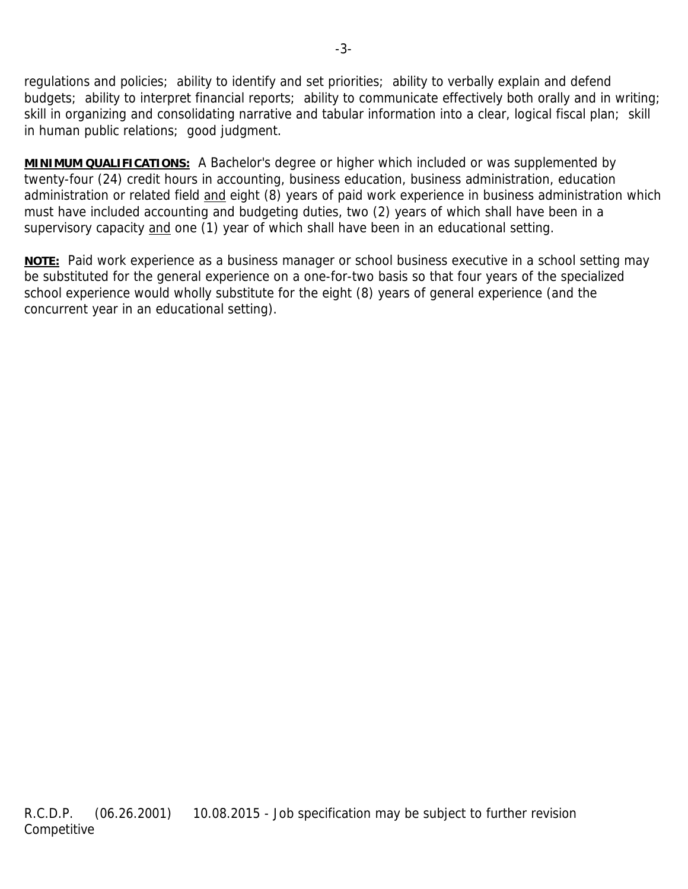regulations and policies; ability to identify and set priorities; ability to verbally explain and defend budgets; ability to interpret financial reports; ability to communicate effectively both orally and in writing; skill in organizing and consolidating narrative and tabular information into a clear, logical fiscal plan; skill in human public relations; good judgment.

**MINIMUM QUALIFICATIONS:** A Bachelor's degree or higher which included or was supplemented by twenty-four (24) credit hours in accounting, business education, business administration, education administration or related field and eight (8) years of paid work experience in business administration which must have included accounting and budgeting duties, two (2) years of which shall have been in a supervisory capacity and one (1) year of which shall have been in an educational setting.

**NOTE:** Paid work experience as a business manager or school business executive in a school setting may be substituted for the general experience on a one-for-two basis so that four years of the specialized school experience would wholly substitute for the eight (8) years of general experience (and the concurrent year in an educational setting).

R.C.D.P. (06.26.2001) 10.08.2015 - Job specification may be subject to further revision
Competitive